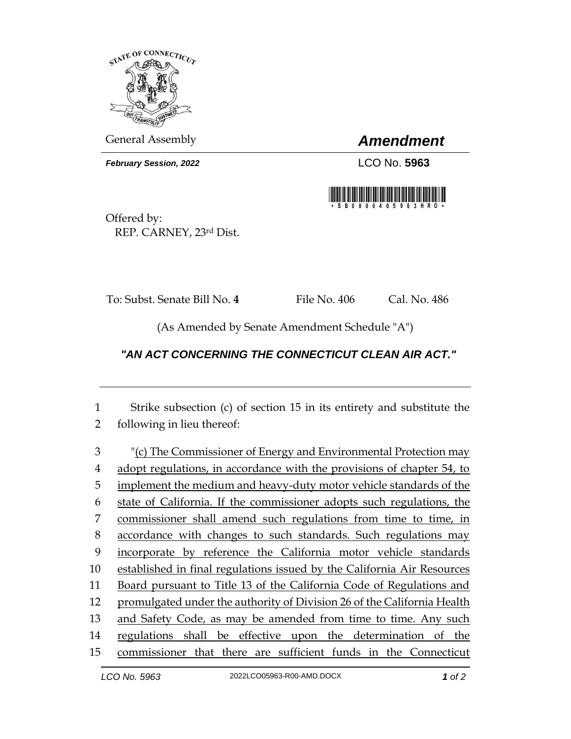General Assembly

# *Amendment*

***February Session, 2022***

LCO No. **5963**

Offered by:
REP. CARNEY, 23rd Dist.

To: Subst. Senate Bill No. **4** File No. 406 Cal. No. 486

(As Amended by Senate Amendment Schedule "A")

## *"AN ACT CONCERNING THE CONNECTICUT CLEAN AIR ACT."*

1 Strike subsection (c) of section 15 in its entirety and substitute the
2 following in lieu thereof:

3 "<u>(c) The Commissioner of Energy and Environmental Protection may</u>
4 <u>adopt regulations, in accordance with the provisions of chapter 54, to</u>
5 <u>implement the medium and heavy-duty motor vehicle standards of the</u>
6 <u>state of California. If the commissioner adopts such regulations, the</u>
7 <u>commissioner shall amend such regulations from time to time, in</u>
8 <u>accordance with changes to such standards. Such regulations may</u>
9 <u>incorporate by reference the California motor vehicle standards</u>
10 <u>established in final regulations issued by the California Air Resources</u>
11 <u>Board pursuant to Title 13 of the California Code of Regulations and</u>
12 <u>promulgated under the authority of Division 26 of the California Health</u>
13 <u>and Safety Code, as may be amended from time to time. Any such</u>
14 <u>regulations shall be effective upon the determination of the</u>
15 <u>commissioner that there are sufficient funds in the Connecticut</u>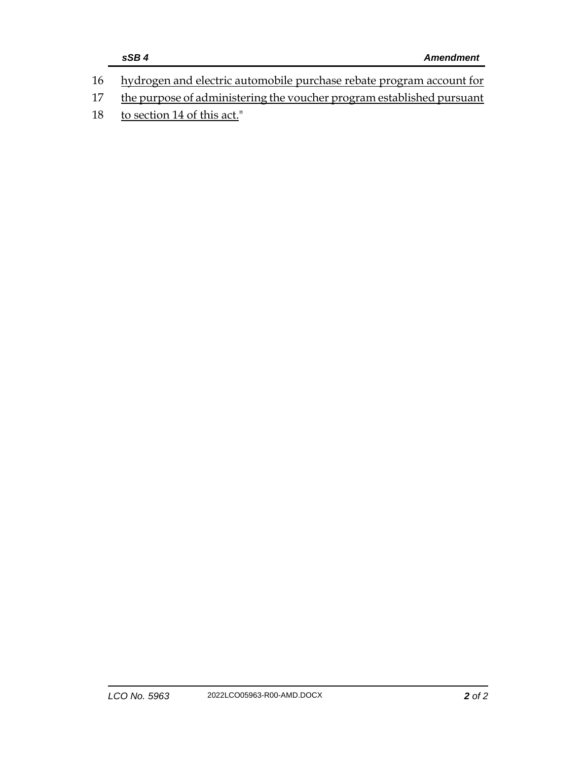16 hydrogen and electric automobile purchase rebate program account for
17 the purpose of administering the voucher program established pursuant
18 to section 14 of this act."